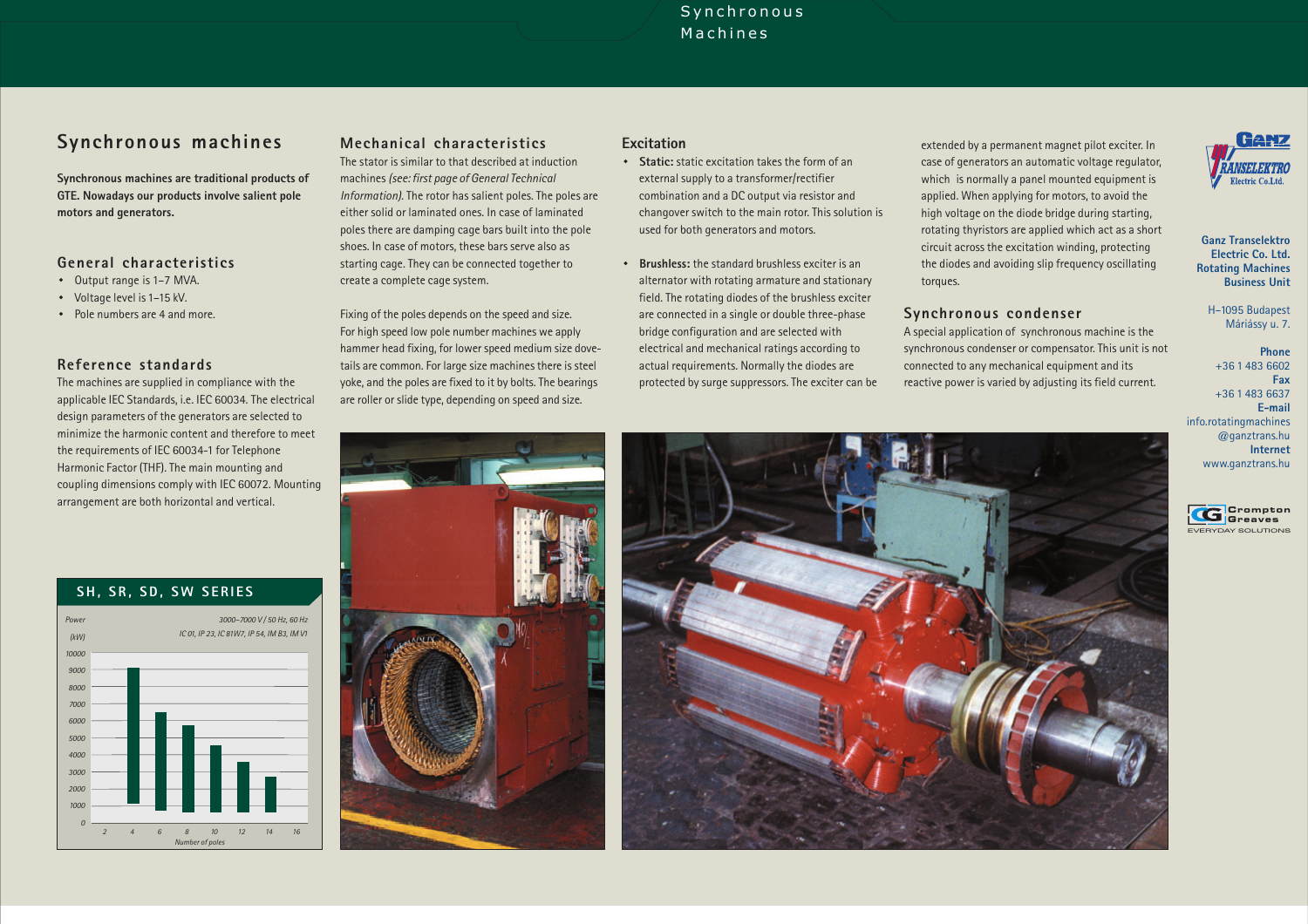# Synchronous machines

**Synchronous machines are traditional products of GTE. Nowadays our products involve salient pole motors and generators.**

## General characteristics

- Output range is 1–7 MVA.
- Voltage level is 1–15 kV.
- Pole numbers are 4 and more.

## Reference standards

The machines are supplied in compliance with the applicable IEC Standards, i.e. IEC 60034. The electrical design parameters of the generators are selected to minimize the harmonic content and therefore to meet the requirements of IEC 60034-1 for Telephone Harmonic Factor (THF). The main mounting and coupling dimensions comply with IEC 60072. Mounting arrangement are both horizontal and vertical.

## SH, SR, SD, SW SERIES

Power (kW)

3000–7000 V / 50 Hz, 60 Hz
IC 01, IP 23, IC 81W7, IP 54, IM B3, IM V1

Number of poles

## Mechanical characteristics

The stator is similar to that described at induction machines *(see: first page of General Technical Information)*. The rotor has salient poles. The poles are either solid or laminated ones. In case of laminated poles there are damping cage bars built into the pole shoes. In case of motors, these bars serve also as starting cage. They can be connected together to create a complete cage system.

Fixing of the poles depends on the speed and size. For high speed low pole number machines we apply hammer head fixing, for lower speed medium size dove-tails are common. For large size machines there is steel yoke, and the poles are fixed to it by bolts. The bearings are roller or slide type, depending on speed and size.

## Excitation

- **Static:** static excitation takes the form of an external supply to a transformer/rectifier combination and a DC output via resistor and changeover switch to the main rotor. This solution is used for both generators and motors.

- **Brushless:** the standard brushless exciter is an alternator with rotating armature and stationary field. The rotating diodes of the brushless exciter are connected in a single or double three-phase bridge configuration and are selected with electrical and mechanical ratings according to actual requirements. Normally the diodes are protected by surge suppressors. The exciter can be extended by a permanent magnet pilot exciter. In case of generators an automatic voltage regulator, which is normally a panel mounted equipment is applied. When applying for motors, to avoid the high voltage on the diode bridge during starting, rotating thyristors are applied which act as a short circuit across the excitation winding, protecting the diodes and avoiding slip frequency oscillating torques.

## Synchronous condenser

A special application of synchronous machine is the synchronous condenser or compensator. This unit is not connected to any mechanical equipment and its reactive power is varied by adjusting its field current.

**Ganz Transelektro Electric Co. Ltd. Rotating Machines Business Unit**

H–1095 Budapest
Máriássy u. 7.

**Phone**
+36 1 483 6602
**Fax**
+36 1 483 6637
**E-mail**
info.rotatingmachines@ganztrans.hu
**Internet**
www.ganztrans.hu

Crompton Greaves
EVERYDAY SOLUTIONS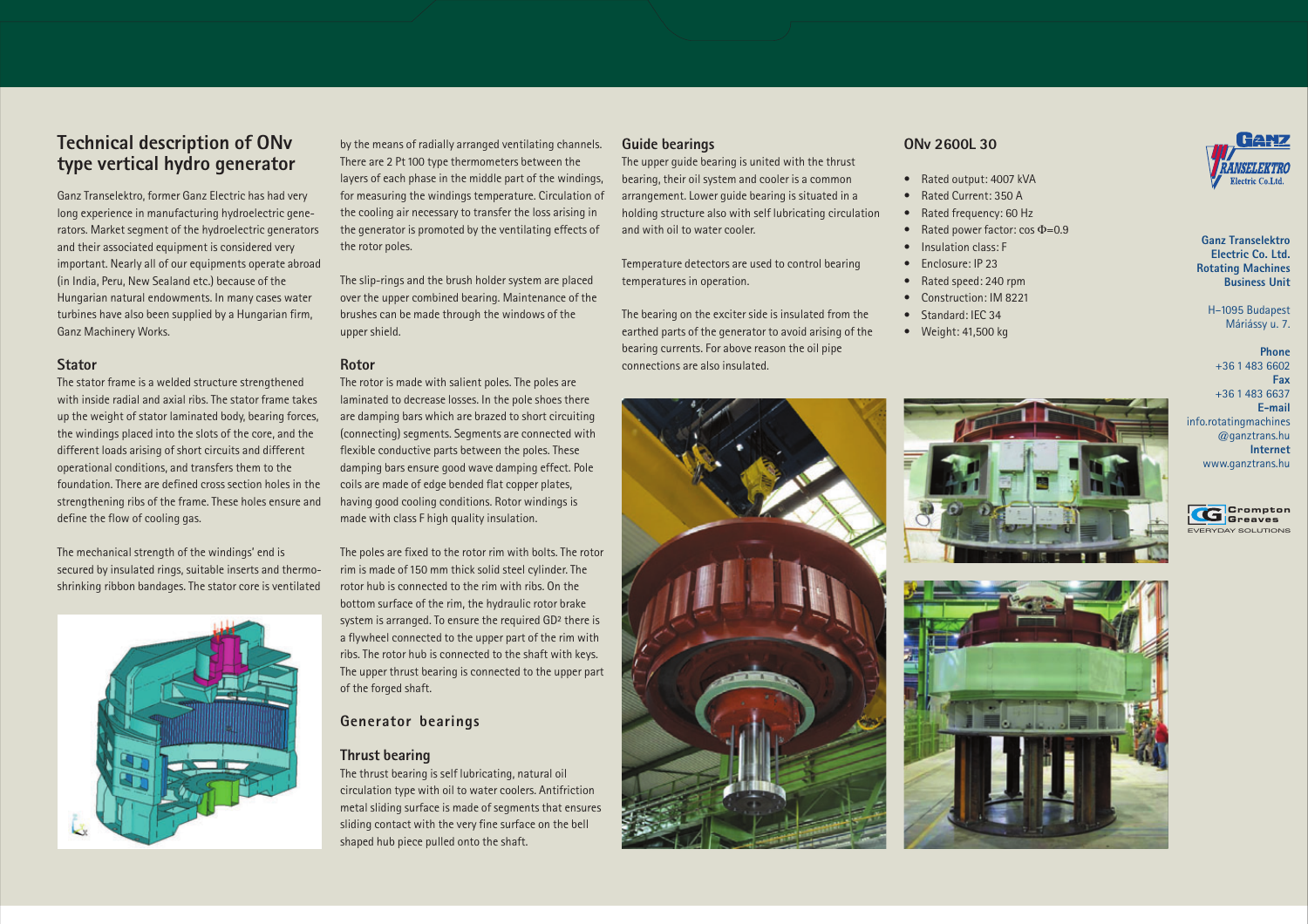# Technical description of ONv type vertical hydro generator

Ganz Transelektro, former Ganz Electric has had very long experience in manufacturing hydroelectric generators. Market segment of the hydroelectric generators and their associated equipment is considered very important. Nearly all of our equipments operate abroad (in India, Peru, New Sealand etc.) because of the Hungarian natural endowments. In many cases water turbines have also been supplied by a Hungarian firm, Ganz Machinery Works.

## Stator

The stator frame is a welded structure strengthened with inside radial and axial ribs. The stator frame takes up the weight of stator laminated body, bearing forces, the windings placed into the slots of the core, and the different loads arising of short circuits and different operational conditions, and transfers them to the foundation. There are defined cross section holes in the strengthening ribs of the frame. These holes ensure and define the flow of cooling gas.

The mechanical strength of the windings' end is secured by insulated rings, suitable inserts and thermo-shrinking ribbon bandages. The stator core is ventilated by the means of radially arranged ventilating channels. There are 2 Pt 100 type thermometers between the layers of each phase in the middle part of the windings, for measuring the windings temperature. Circulation of the cooling air necessary to transfer the loss arising in the generator is promoted by the ventilating effects of the rotor poles.

The slip-rings and the brush holder system are placed over the upper combined bearing. Maintenance of the brushes can be made through the windows of the upper shield.

## Rotor

The rotor is made with salient poles. The poles are laminated to decrease losses. In the pole shoes there are damping bars which are brazed to short circuiting (connecting) segments. Segments are connected with flexible conductive parts between the poles. These damping bars ensure good wave damping effect. Pole coils are made of edge bended flat copper plates, having good cooling conditions. Rotor windings is made with class F high quality insulation.

The poles are fixed to the rotor rim with bolts. The rotor rim is made of 150 mm thick solid steel cylinder. The rotor hub is connected to the rim with ribs. On the bottom surface of the rim, the hydraulic rotor brake system is arranged. To ensure the required $GD^2$ there is a flywheel connected to the upper part of the rim with ribs. The rotor hub is connected to the shaft with keys. The upper thrust bearing is connected to the upper part of the forged shaft.

## Generator bearings

### Thrust bearing

The thrust bearing is self lubricating, natural oil circulation type with oil to water coolers. Antifriction metal sliding surface is made of segments that ensures sliding contact with the very fine surface on the bell shaped hub piece pulled onto the shaft.

### Guide bearings

The upper guide bearing is united with the thrust bearing, their oil system and cooler is a common arrangement. Lower guide bearing is situated in a holding structure also with self lubricating circulation and with oil to water cooler.

Temperature detectors are used to control bearing temperatures in operation.

The bearing on the exciter side is insulated from the earthed parts of the generator to avoid arising of the bearing currents. For above reason the oil pipe connections are also insulated.

## ONv 2600L 30

- Rated output: 4007 kVA
- Rated Current: 350 A
- Rated frequency: 60 Hz
- Rated power factor: cos $\Phi$=0.9
- Insulation class: F
- Enclosure: IP 23
- Rated speed: 240 rpm
- Construction: IM 8221
- Standard: IEC 34
- Weight: 41,500 kg

**Ganz Transelektro Electric Co. Ltd.**
**Rotating Machines Business Unit**

H–1095 Budapest
Máriássy u. 7.

**Phone**
+36 1 483 6602
**Fax**
+36 1 483 6637
**E-mail**
info.rotatingmachines@ganztrans.hu
**Internet**
www.ganztrans.hu

Crompton Greaves
EVERYDAY SOLUTIONS